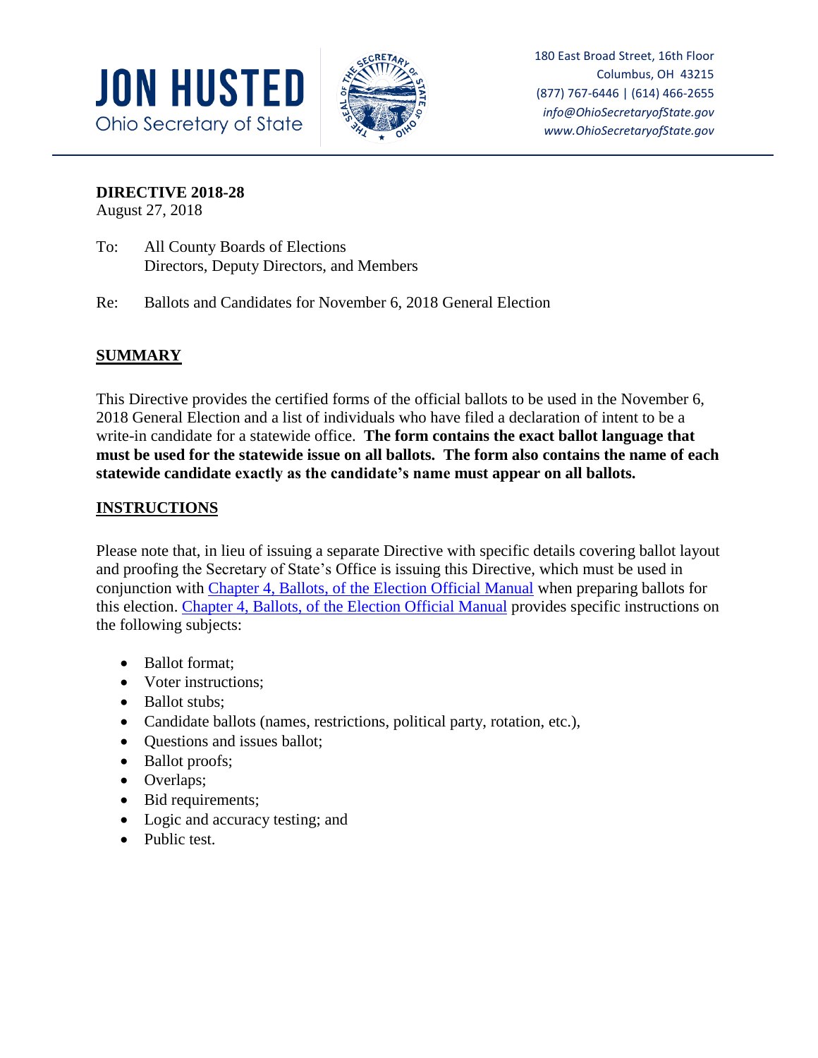**JON HUSTED**
Ohio Secretary of State

180 East Broad Street, 16th Floor
Columbus, OH 43215
(877) 767-6446 | (614) 466-2655
*info@OhioSecretaryofState.gov*
*www.OhioSecretaryofState.gov*

**DIRECTIVE 2018-28**
August 27, 2018

To: All County Boards of Elections
Directors, Deputy Directors, and Members

Re: Ballots and Candidates for November 6, 2018 General Election

## SUMMARY

This Directive provides the certified forms of the official ballots to be used in the November 6, 2018 General Election and a list of individuals who have filed a declaration of intent to be a write-in candidate for a statewide office. **The form contains the exact ballot language that must be used for the statewide issue on all ballots. The form also contains the name of each statewide candidate exactly as the candidate's name must appear on all ballots.**

## INSTRUCTIONS

Please note that, in lieu of issuing a separate Directive with specific details covering ballot layout and proofing the Secretary of State's Office is issuing this Directive, which must be used in conjunction with Chapter 4, Ballots, of the Election Official Manual when preparing ballots for this election. Chapter 4, Ballots, of the Election Official Manual provides specific instructions on the following subjects:

- Ballot format;
- Voter instructions;
- Ballot stubs;
- Candidate ballots (names, restrictions, political party, rotation, etc.),
- Questions and issues ballot;
- Ballot proofs;
- Overlaps;
- Bid requirements;
- Logic and accuracy testing; and
- Public test.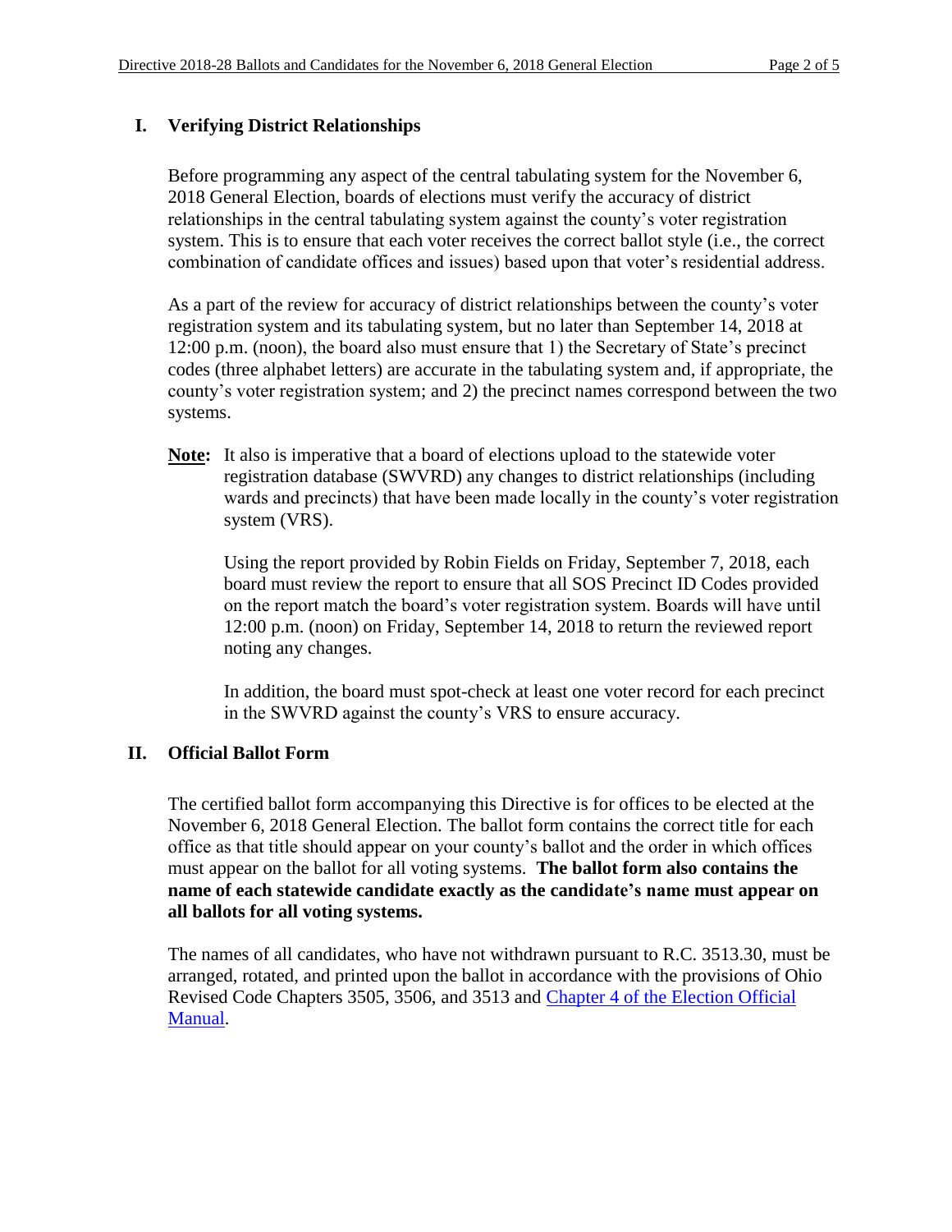## I. Verifying District Relationships

Before programming any aspect of the central tabulating system for the November 6, 2018 General Election, boards of elections must verify the accuracy of district relationships in the central tabulating system against the county's voter registration system. This is to ensure that each voter receives the correct ballot style (i.e., the correct combination of candidate offices and issues) based upon that voter's residential address.

As a part of the review for accuracy of district relationships between the county's voter registration system and its tabulating system, but no later than September 14, 2018 at 12:00 p.m. (noon), the board also must ensure that 1) the Secretary of State's precinct codes (three alphabet letters) are accurate in the tabulating system and, if appropriate, the county's voter registration system; and 2) the precinct names correspond between the two systems.

**Note:** It also is imperative that a board of elections upload to the statewide voter registration database (SWVRD) any changes to district relationships (including wards and precincts) that have been made locally in the county's voter registration system (VRS).

Using the report provided by Robin Fields on Friday, September 7, 2018, each board must review the report to ensure that all SOS Precinct ID Codes provided on the report match the board's voter registration system. Boards will have until 12:00 p.m. (noon) on Friday, September 14, 2018 to return the reviewed report noting any changes.

In addition, the board must spot-check at least one voter record for each precinct in the SWVRD against the county's VRS to ensure accuracy.

## II. Official Ballot Form

The certified ballot form accompanying this Directive is for offices to be elected at the November 6, 2018 General Election. The ballot form contains the correct title for each office as that title should appear on your county's ballot and the order in which offices must appear on the ballot for all voting systems. **The ballot form also contains the name of each statewide candidate exactly as the candidate's name must appear on all ballots for all voting systems.**

The names of all candidates, who have not withdrawn pursuant to R.C. 3513.30, must be arranged, rotated, and printed upon the ballot in accordance with the provisions of Ohio Revised Code Chapters 3505, 3506, and 3513 and Chapter 4 of the Election Official Manual.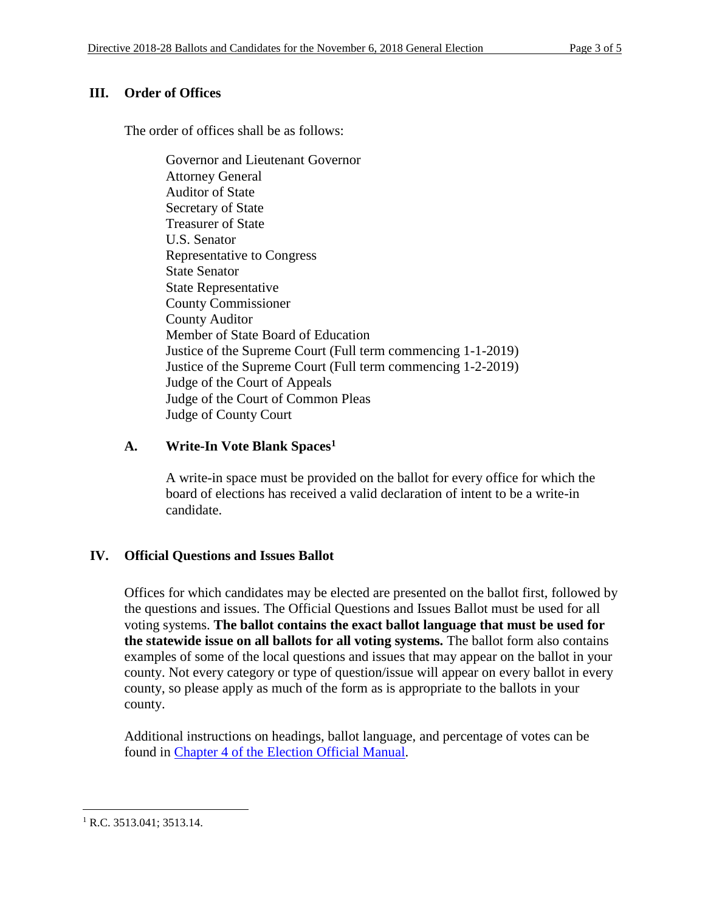## III. Order of Offices

The order of offices shall be as follows:

Governor and Lieutenant Governor
Attorney General
Auditor of State
Secretary of State
Treasurer of State
U.S. Senator
Representative to Congress
State Senator
State Representative
County Commissioner
County Auditor
Member of State Board of Education
Justice of the Supreme Court (Full term commencing 1-1-2019)
Justice of the Supreme Court (Full term commencing 1-2-2019)
Judge of the Court of Appeals
Judge of the Court of Common Pleas
Judge of County Court

### A. Write-In Vote Blank Spaces[1]

A write-in space must be provided on the ballot for every office for which the board of elections has received a valid declaration of intent to be a write-in candidate.

## IV. Official Questions and Issues Ballot

Offices for which candidates may be elected are presented on the ballot first, followed by the questions and issues. The Official Questions and Issues Ballot must be used for all voting systems. **The ballot contains the exact ballot language that must be used for the statewide issue on all ballots for all voting systems.** The ballot form also contains examples of some of the local questions and issues that may appear on the ballot in your county. Not every category or type of question/issue will appear on every ballot in every county, so please apply as much of the form as is appropriate to the ballots in your county.

Additional instructions on headings, ballot language, and percentage of votes can be found in Chapter 4 of the Election Official Manual.

---

[1] R.C. 3513.041; 3513.14.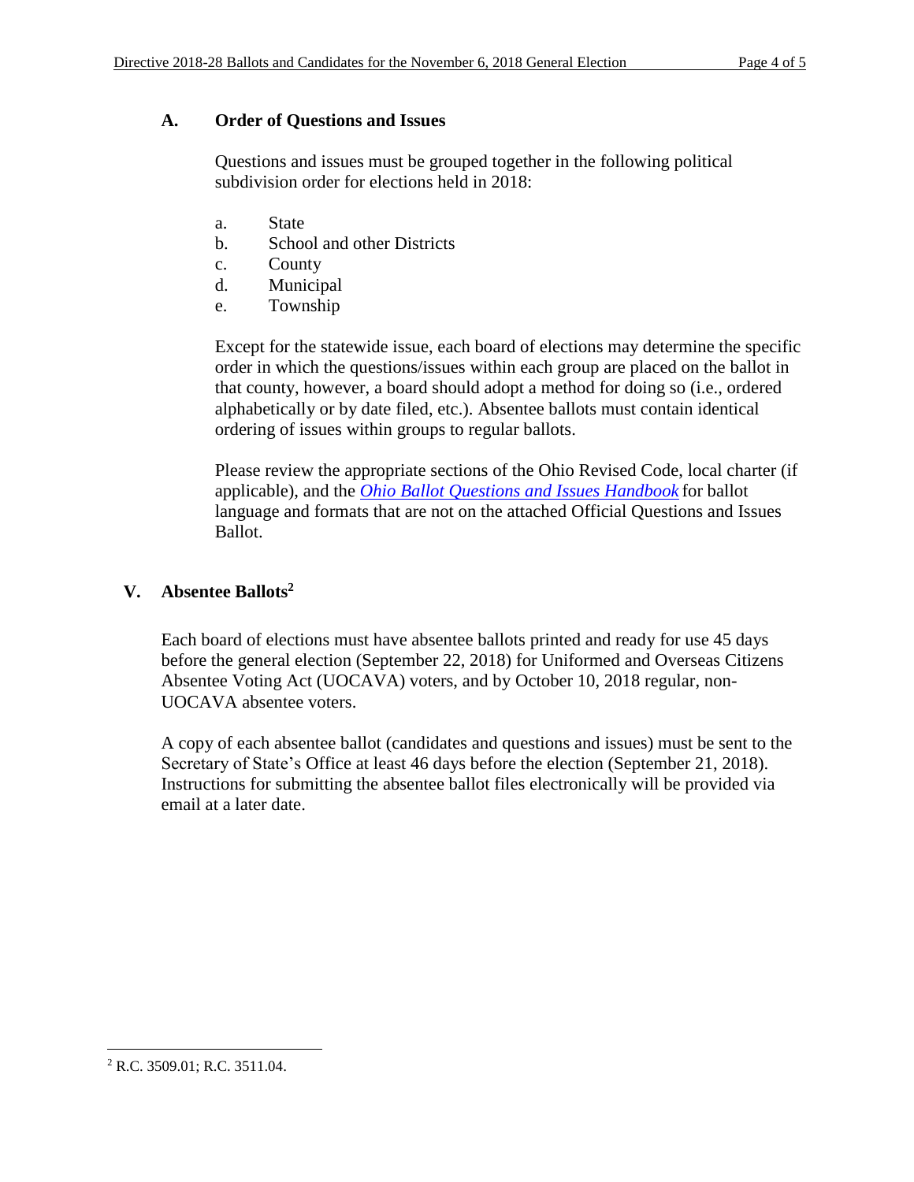### A. Order of Questions and Issues

Questions and issues must be grouped together in the following political subdivision order for elections held in 2018:

a. State
b. School and other Districts
c. County
d. Municipal
e. Township

Except for the statewide issue, each board of elections may determine the specific order in which the questions/issues within each group are placed on the ballot in that county, however, a board should adopt a method for doing so (i.e., ordered alphabetically or by date filed, etc.). Absentee ballots must contain identical ordering of issues within groups to regular ballots.

Please review the appropriate sections of the Ohio Revised Code, local charter (if applicable), and the *Ohio Ballot Questions and Issues Handbook* for ballot language and formats that are not on the attached Official Questions and Issues Ballot.

## V. Absentee Ballots[2]

Each board of elections must have absentee ballots printed and ready for use 45 days before the general election (September 22, 2018) for Uniformed and Overseas Citizens Absentee Voting Act (UOCAVA) voters, and by October 10, 2018 regular, non-UOCAVA absentee voters.

A copy of each absentee ballot (candidates and questions and issues) must be sent to the Secretary of State's Office at least 46 days before the election (September 21, 2018). Instructions for submitting the absentee ballot files electronically will be provided via email at a later date.

---

[2] R.C. 3509.01; R.C. 3511.04.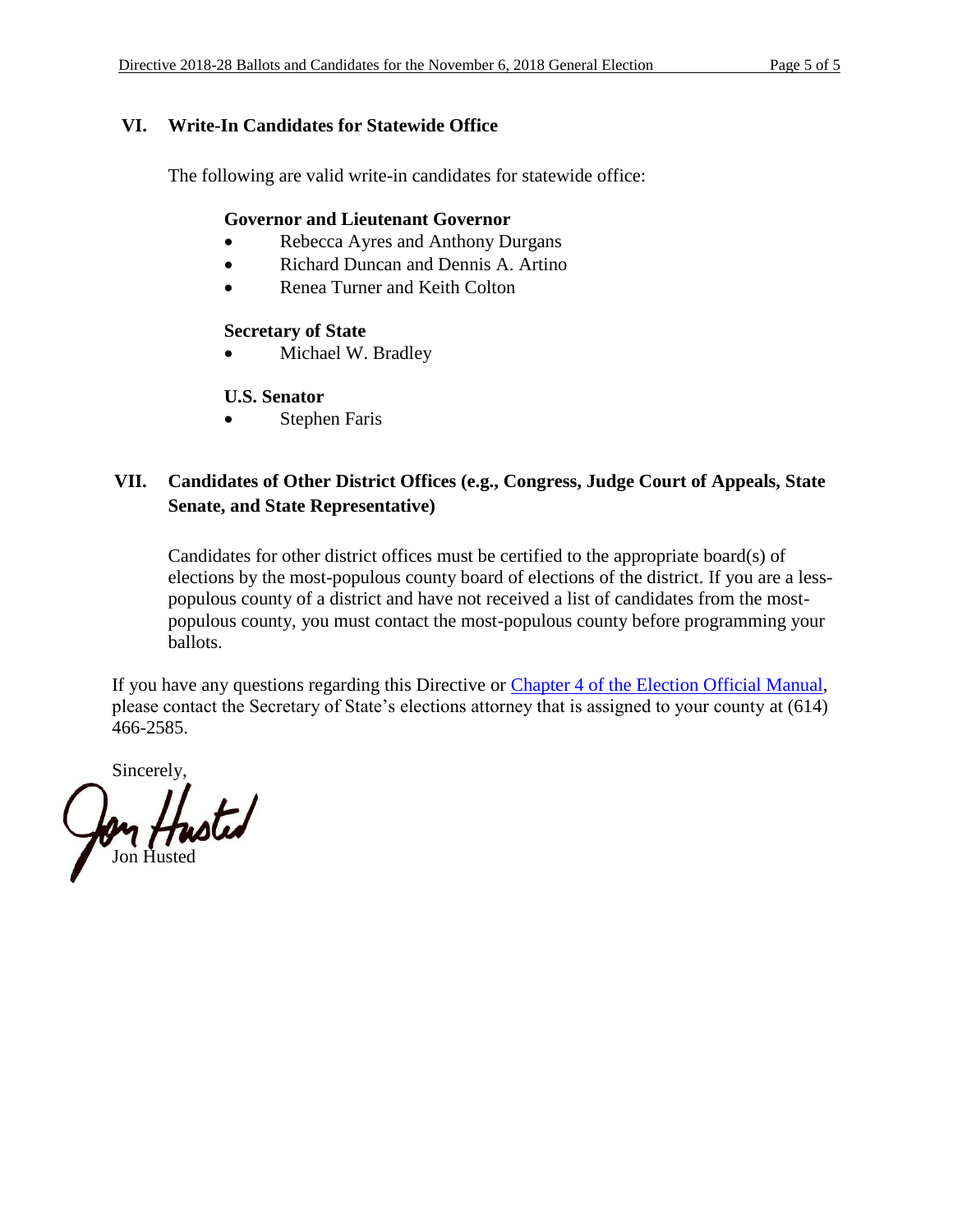## VI. Write-In Candidates for Statewide Office

The following are valid write-in candidates for statewide office:

**Governor and Lieutenant Governor**

- Rebecca Ayres and Anthony Durgans
- Richard Duncan and Dennis A. Artino
- Renea Turner and Keith Colton

**Secretary of State**

- Michael W. Bradley

**U.S. Senator**

- Stephen Faris

## VII. Candidates of Other District Offices (e.g., Congress, Judge Court of Appeals, State Senate, and State Representative)

Candidates for other district offices must be certified to the appropriate board(s) of elections by the most-populous county board of elections of the district. If you are a less-populous county of a district and have not received a list of candidates from the most-populous county, you must contact the most-populous county before programming your ballots.

If you have any questions regarding this Directive or Chapter 4 of the Election Official Manual, please contact the Secretary of State's elections attorney that is assigned to your county at (614) 466-2585.

Sincerely,

Jon Husted